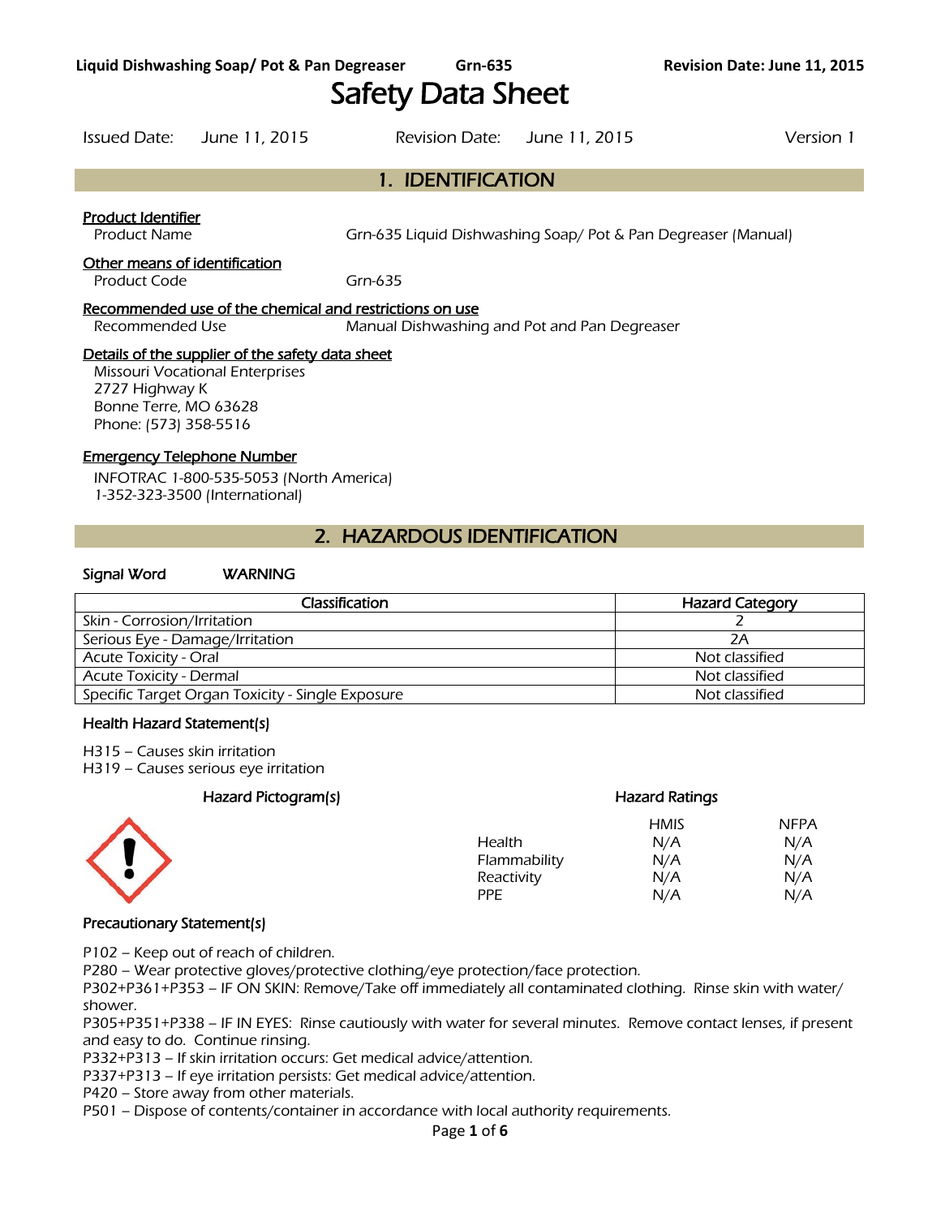# Safety Data Sheet

Issued Date: June 11, 2015 Revision Date: June 11, 2015 Version 1

## 1. IDENTIFICATION

**Product Identifier**

Product Name: Grn-635 Liquid Dishwashing Soap/ Pot & Pan Degreaser (Manual)

**Other means of identification**

Product Code: Grn-635

**Recommended use of the chemical and restrictions on use**

Recommended Use: Manual Dishwashing and Pot and Pan Degreaser

**Details of the supplier of the safety data sheet**

Missouri Vocational Enterprises
2727 Highway K
Bonne Terre, MO 63628
Phone: (573) 358-5516

**Emergency Telephone Number**

INFOTRAC 1-800-535-5053 (North America)
1-352-323-3500 (International)

## 2. HAZARDOUS IDENTIFICATION

**Signal Word** WARNING

| Classification | Hazard Category |
| --- | --- |
| Skin - Corrosion/Irritation | 2 |
| Serious Eye - Damage/Irritation | 2A |
| Acute Toxicity - Oral | Not classified |
| Acute Toxicity - Dermal | Not classified |
| Specific Target Organ Toxicity - Single Exposure | Not classified |

### Health Hazard Statement(s)

H315 – Causes skin irritation
H319 – Causes serious eye irritation

### Hazard Pictogram(s)

### Hazard Ratings

| | HMIS | NFPA |
| --- | --- | --- |
| Health | N/A | N/A |
| Flammability | N/A | N/A |
| Reactivity | N/A | N/A |
| PPE | N/A | N/A |

### Precautionary Statement(s)

P102 – Keep out of reach of children.
P280 – Wear protective gloves/protective clothing/eye protection/face protection.
P302+P361+P353 – IF ON SKIN: Remove/Take off immediately all contaminated clothing. Rinse skin with water/ shower.
P305+P351+P338 – IF IN EYES: Rinse cautiously with water for several minutes. Remove contact lenses, if present and easy to do. Continue rinsing.
P332+P313 – If skin irritation occurs: Get medical advice/attention.
P337+P313 – If eye irritation persists: Get medical advice/attention.
P420 – Store away from other materials.
P501 – Dispose of contents/container in accordance with local authority requirements.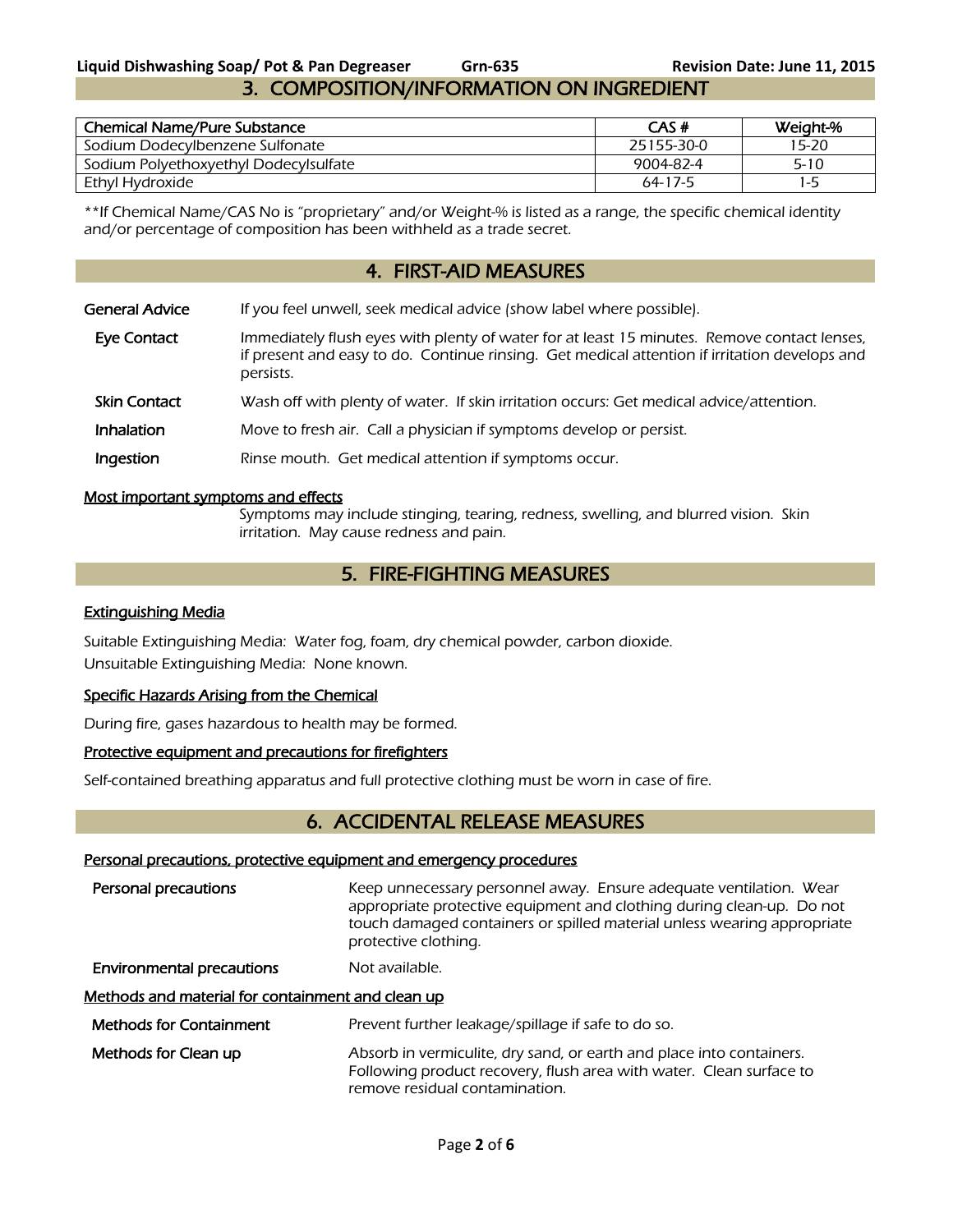## 3. COMPOSITION/INFORMATION ON INGREDIENT

| Chemical Name/Pure Substance | CAS # | Weight-% |
|---|---|---|
| Sodium Dodecylbenzene Sulfonate | 25155-30-0 | 15-20 |
| Sodium Polyethoxyethyl Dodecylsulfate | 9004-82-4 | 5-10 |
| Ethyl Hydroxide | 64-17-5 | 1-5 |

*\*\*If Chemical Name/CAS No is "proprietary" and/or Weight-% is listed as a range, the specific chemical identity and/or percentage of composition has been withheld as a trade secret.*

## 4. FIRST-AID MEASURES

**General Advice** If you feel unwell, seek medical advice (show label where possible).

**Eye Contact** Immediately flush eyes with plenty of water for at least 15 minutes. Remove contact lenses, if present and easy to do. Continue rinsing. Get medical attention if irritation develops and persists.

**Skin Contact** Wash off with plenty of water. If skin irritation occurs: Get medical advice/attention.

**Inhalation** Move to fresh air. Call a physician if symptoms develop or persist.

**Ingestion** Rinse mouth. Get medical attention if symptoms occur.

**Most important symptoms and effects**

Symptoms may include stinging, tearing, redness, swelling, and blurred vision. Skin irritation. May cause redness and pain.

## 5. FIRE-FIGHTING MEASURES

**Extinguishing Media**

Suitable Extinguishing Media: Water fog, foam, dry chemical powder, carbon dioxide.
Unsuitable Extinguishing Media: None known.

**Specific Hazards Arising from the Chemical**

During fire, gases hazardous to health may be formed.

**Protective equipment and precautions for firefighters**

Self-contained breathing apparatus and full protective clothing must be worn in case of fire.

## 6. ACCIDENTAL RELEASE MEASURES

**Personal precautions, protective equipment and emergency procedures**

**Personal precautions** Keep unnecessary personnel away. Ensure adequate ventilation. Wear appropriate protective equipment and clothing during clean-up. Do not touch damaged containers or spilled material unless wearing appropriate protective clothing.

**Environmental precautions** Not available.

**Methods and material for containment and clean up**

**Methods for Containment** Prevent further leakage/spillage if safe to do so.

**Methods for Clean up** Absorb in vermiculite, dry sand, or earth and place into containers. Following product recovery, flush area with water. Clean surface to remove residual contamination.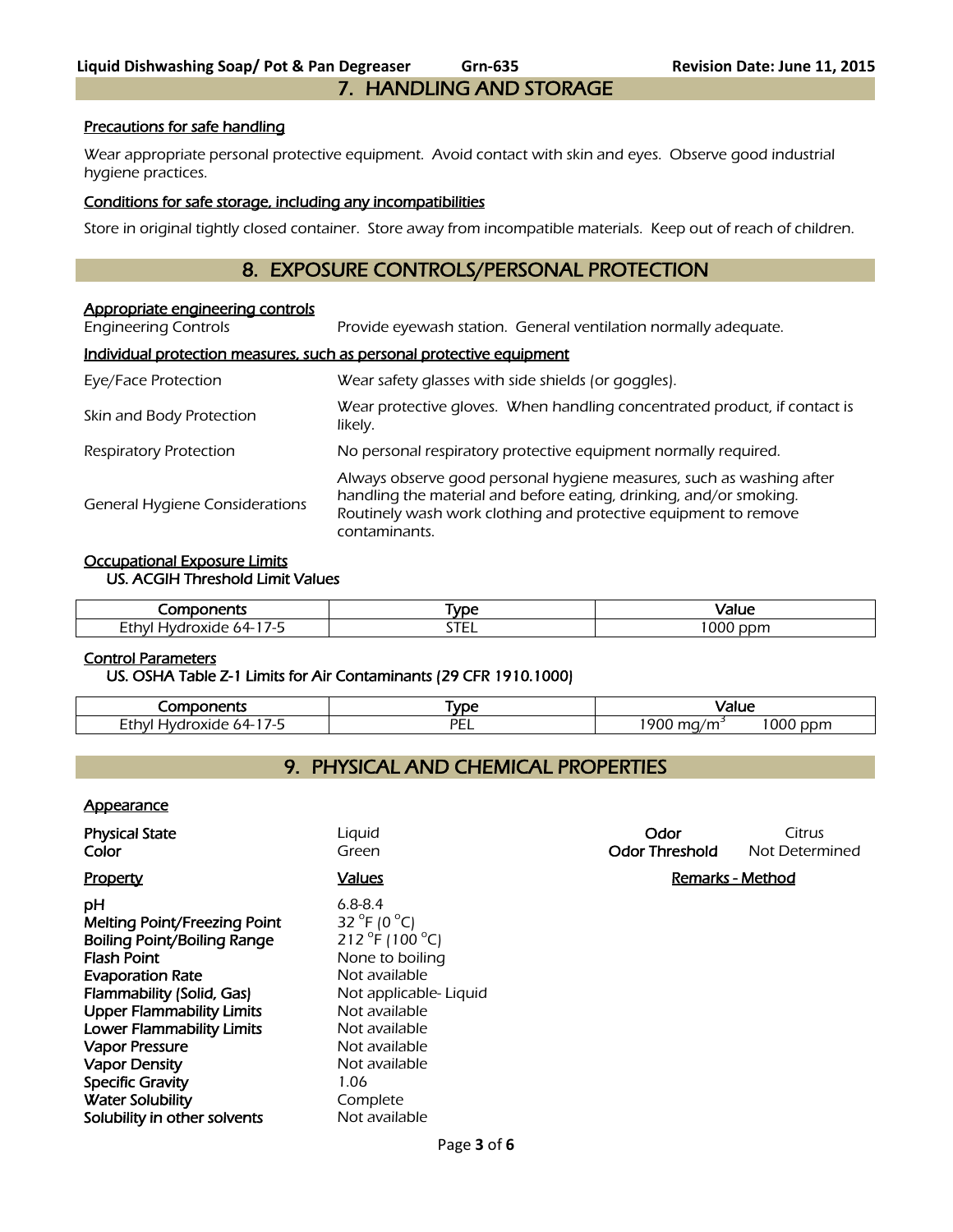## 7. HANDLING AND STORAGE

Precautions for safe handling

Wear appropriate personal protective equipment. Avoid contact with skin and eyes. Observe good industrial hygiene practices.

Conditions for safe storage, including any incompatibilities

Store in original tightly closed container. Store away from incompatible materials. Keep out of reach of children.

## 8. EXPOSURE CONTROLS/PERSONAL PROTECTION

Appropriate engineering controls

| | |
|---|---|
| Engineering Controls | Provide eyewash station. General ventilation normally adequate. |

Individual protection measures, such as personal protective equipment

| | |
|---|---|
| Eye/Face Protection | Wear safety glasses with side shields (or goggles). |
| Skin and Body Protection | Wear protective gloves. When handling concentrated product, if contact is likely. |
| Respiratory Protection | No personal respiratory protective equipment normally required. |
| General Hygiene Considerations | Always observe good personal hygiene measures, such as washing after handling the material and before eating, drinking, and/or smoking. Routinely wash work clothing and protective equipment to remove contaminants. |

Occupational Exposure Limits

US. ACGIH Threshold Limit Values

| Components | Type | Value |
|---|---|---|
| Ethyl Hydroxide 64-17-5 | STEL | 1000 ppm |

Control Parameters

US. OSHA Table Z-1 Limits for Air Contaminants (29 CFR 1910.1000)

| Components | Type | Value |
|---|---|---|
| Ethyl Hydroxide 64-17-5 | PEL | 1900 mg/m$^3$ 1000 ppm |

## 9. PHYSICAL AND CHEMICAL PROPERTIES

Appearance

| | | | |
|---|---|---|---|
| **Physical State** | Liquid | **Odor** | Citrus |
| **Color** | Green | **Odor Threshold** | Not Determined |

| Property | Values | Remarks - Method |
|---|---|---|
| **pH** | 6.8-8.4 | |
| **Melting Point/Freezing Point** | 32 °F (0 °C) | |
| **Boiling Point/Boiling Range** | 212 °F (100 °C) | |
| **Flash Point** | None to boiling | |
| **Evaporation Rate** | Not available | |
| **Flammability (Solid, Gas)** | Not applicable- Liquid | |
| **Upper Flammability Limits** | Not available | |
| **Lower Flammability Limits** | Not available | |
| **Vapor Pressure** | Not available | |
| **Vapor Density** | Not available | |
| **Specific Gravity** | 1.06 | |
| **Water Solubility** | Complete | |
| **Solubility in other solvents** | Not available | |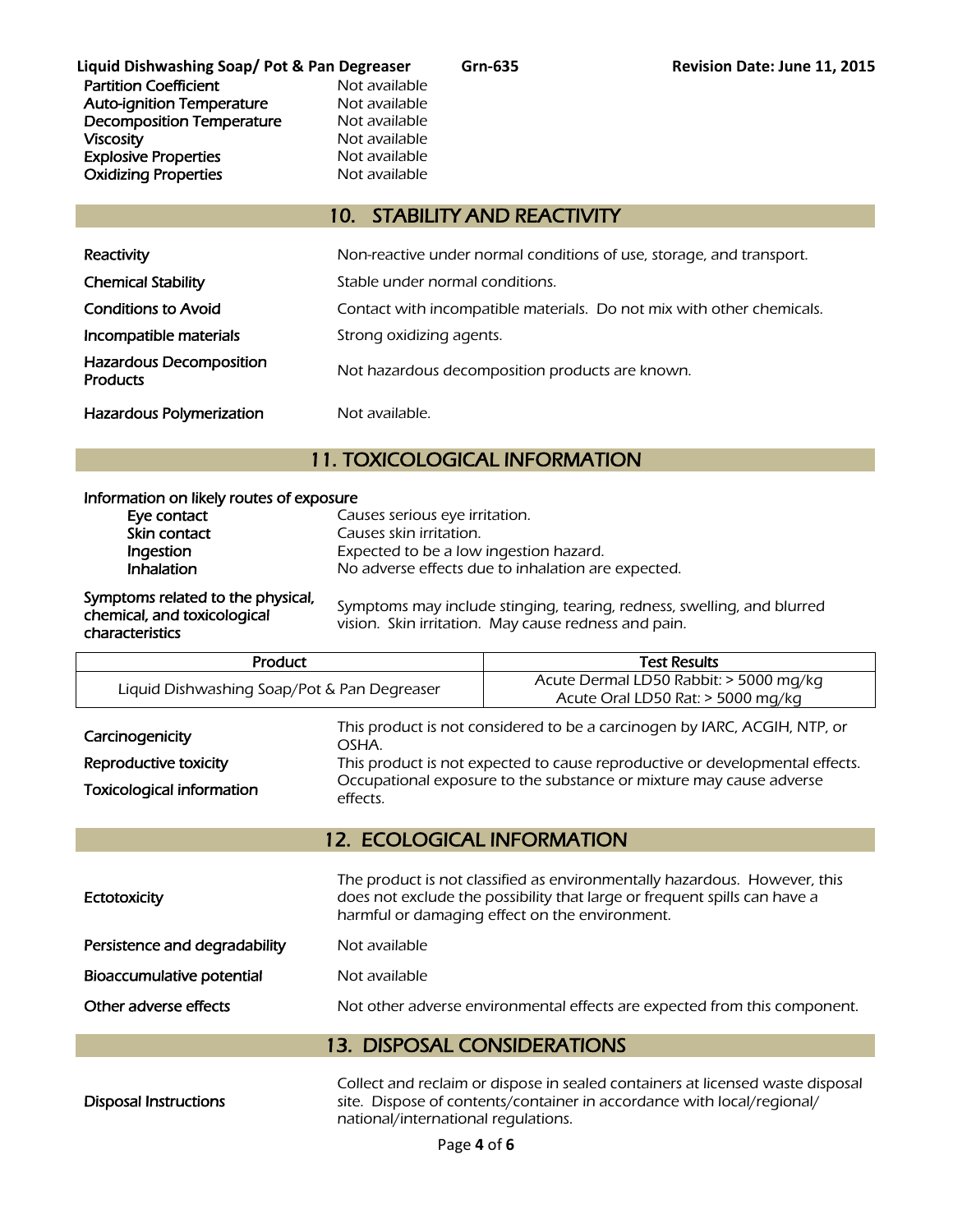| | |
|---|---|
| Partition Coefficient | Not available |
| Auto-ignition Temperature | Not available |
| Decomposition Temperature | Not available |
| Viscosity | Not available |
| Explosive Properties | Not available |
| Oxidizing Properties | Not available |

## 10. STABILITY AND REACTIVITY

| | |
|---|---|
| Reactivity | Non-reactive under normal conditions of use, storage, and transport. |
| Chemical Stability | Stable under normal conditions. |
| Conditions to Avoid | Contact with incompatible materials. Do not mix with other chemicals. |
| Incompatible materials | Strong oxidizing agents. |
| Hazardous Decomposition Products | Not hazardous decomposition products are known. |
| Hazardous Polymerization | Not available. |

## 11. TOXICOLOGICAL INFORMATION

**Information on likely routes of exposure**

| | |
|---|---|
| Eye contact | Causes serious eye irritation. |
| Skin contact | Causes skin irritation. |
| Ingestion | Expected to be a low ingestion hazard. |
| Inhalation | No adverse effects due to inhalation are expected. |

**Symptoms related to the physical, chemical, and toxicological characteristics**: Symptoms may include stinging, tearing, redness, swelling, and blurred vision. Skin irritation. May cause redness and pain.

| Product | Test Results |
|---|---|
| Liquid Dishwashing Soap/Pot & Pan Degreaser | Acute Dermal LD50 Rabbit: > 5000 mg/kg<br>Acute Oral LD50 Rat: > 5000 mg/kg |

| | |
|---|---|
| Carcinogenicity | This product is not considered to be a carcinogen by IARC, ACGIH, NTP, or OSHA. |
| Reproductive toxicity | This product is not expected to cause reproductive or developmental effects. |
| Toxicological information | Occupational exposure to the substance or mixture may cause adverse effects. |

## 12. ECOLOGICAL INFORMATION

| | |
|---|---|
| Ectotoxicity | The product is not classified as environmentally hazardous. However, this does not exclude the possibility that large or frequent spills can have a harmful or damaging effect on the environment. |
| Persistence and degradability | Not available |
| Bioaccumulative potential | Not available |
| Other adverse effects | Not other adverse environmental effects are expected from this component. |

## 13. DISPOSAL CONSIDERATIONS

| | |
|---|---|
| Disposal Instructions | Collect and reclaim or dispose in sealed containers at licensed waste disposal site. Dispose of contents/container in accordance with local/regional/ national/international regulations. |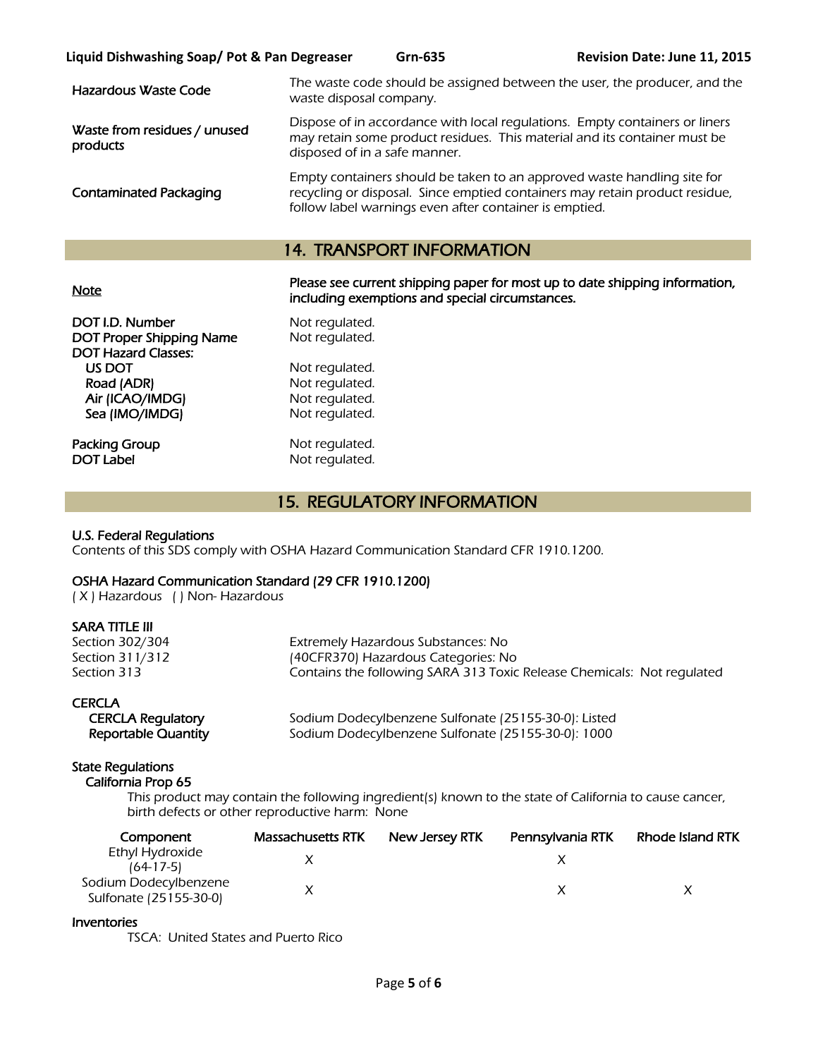| | |
|---|---|
| Hazardous Waste Code | The waste code should be assigned between the user, the producer, and the waste disposal company. |
| Waste from residues / unused products | Dispose of in accordance with local regulations. Empty containers or liners may retain some product residues. This material and its container must be disposed of in a safe manner. |
| Contaminated Packaging | Empty containers should be taken to an approved waste handling site for recycling or disposal. Since emptied containers may retain product residue, follow label warnings even after container is emptied. |

## 14. TRANSPORT INFORMATION

**Note** — **Please see current shipping paper for most up to date shipping information, including exemptions and special circumstances.**

| | |
|---|---|
| DOT I.D. Number | Not regulated. |
| DOT Proper Shipping Name | Not regulated. |
| DOT Hazard Classes: | |
| US DOT | Not regulated. |
| Road (ADR) | Not regulated. |
| Air (ICAO/IMDG) | Not regulated. |
| Sea (IMO/IMDG) | Not regulated. |
| Packing Group | Not regulated. |
| DOT Label | Not regulated. |

## 15. REGULATORY INFORMATION

**U.S. Federal Regulations**
Contents of this SDS comply with OSHA Hazard Communication Standard CFR 1910.1200.

**OSHA Hazard Communication Standard (29 CFR 1910.1200)**
( X ) Hazardous ( ) Non- Hazardous

**SARA TITLE III**

| | |
|---|---|
| Section 302/304 | Extremely Hazardous Substances: No |
| Section 311/312 | (40CFR370) Hazardous Categories: No |
| Section 313 | Contains the following SARA 313 Toxic Release Chemicals: Not regulated |

**CERCLA**

| | |
|---|---|
| CERCLA Regulatory | Sodium Dodecylbenzene Sulfonate (25155-30-0): Listed |
| Reportable Quantity | Sodium Dodecylbenzene Sulfonate (25155-30-0): 1000 |

**State Regulations**

**California Prop 65**

This product may contain the following ingredient(s) known to the state of California to cause cancer, birth defects or other reproductive harm: None

| Component | Massachusetts RTK | New Jersey RTK | Pennsylvania RTK | Rhode Island RTK |
|---|---|---|---|---|
| Ethyl Hydroxide (64-17-5) | X | | X | |
| Sodium Dodecylbenzene Sulfonate (25155-30-0) | X | | X | X |

**Inventories**

TSCA: United States and Puerto Rico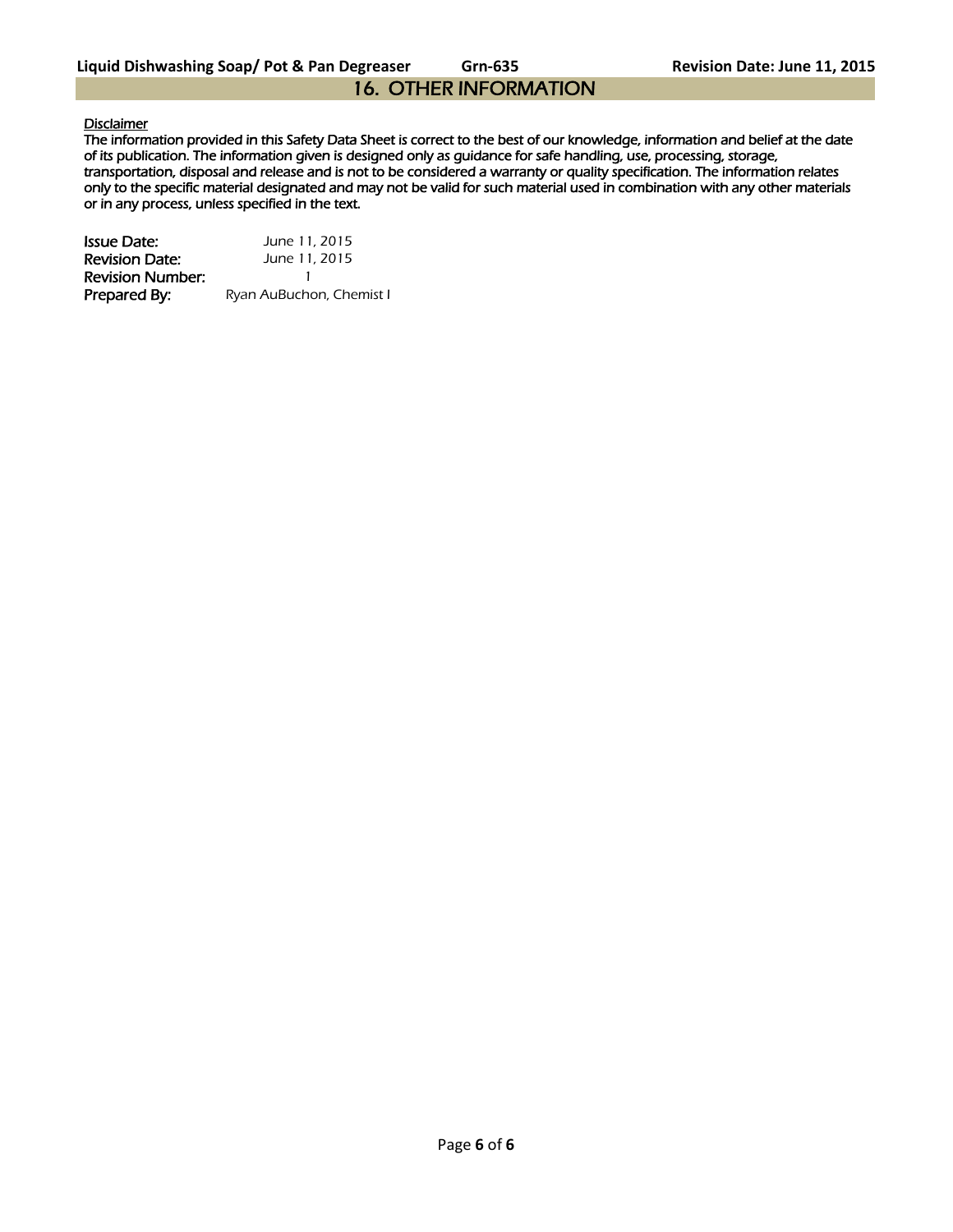## 16. OTHER INFORMATION

Disclaimer

The information provided in this Safety Data Sheet is correct to the best of our knowledge, information and belief at the date of its publication. The information given is designed only as guidance for safe handling, use, processing, storage, transportation, disposal and release and is not to be considered a warranty or quality specification. The information relates only to the specific material designated and may not be valid for such material used in combination with any other materials or in any process, unless specified in the text.

| | |
|---|---|
| **Issue Date:** | *June 11, 2015* |
| **Revision Date:** | *June 11, 2015* |
| **Revision Number:** | *1* |
| **Prepared By:** | *Ryan AuBuchon, Chemist I* |